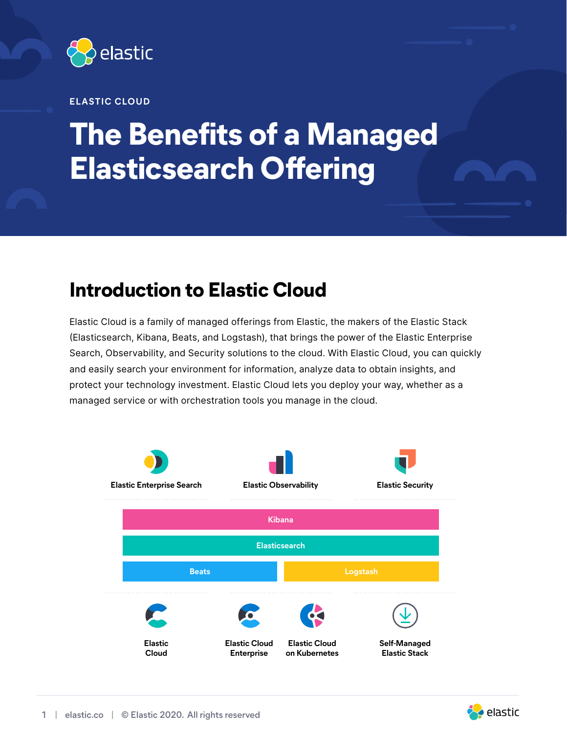ELASTIC CLOUD

# The Benefits of a Managed Elasticsearch Offering

## Introduction to Elastic Cloud

Elastic Cloud is a family of managed offerings from Elastic, the makers of the Elastic Stack (Elasticsearch, Kibana, Beats, and Logstash), that brings the power of the Elastic Enterprise Search, Observability, and Security solutions to the cloud. With Elastic Cloud, you can quickly and easily search your environment for information, analyze data to obtain insights, and protect your technology investment. Elastic Cloud lets you deploy your way, whether as a managed service or with orchestration tools you manage in the cloud.

Elastic Enterprise Search | Elastic Observability | Elastic Security

Kibana

Elasticsearch

Beats | Logstash

Elastic Cloud | Elastic Cloud Enterprise | Elastic Cloud on Kubernetes | Self-Managed Elastic Stack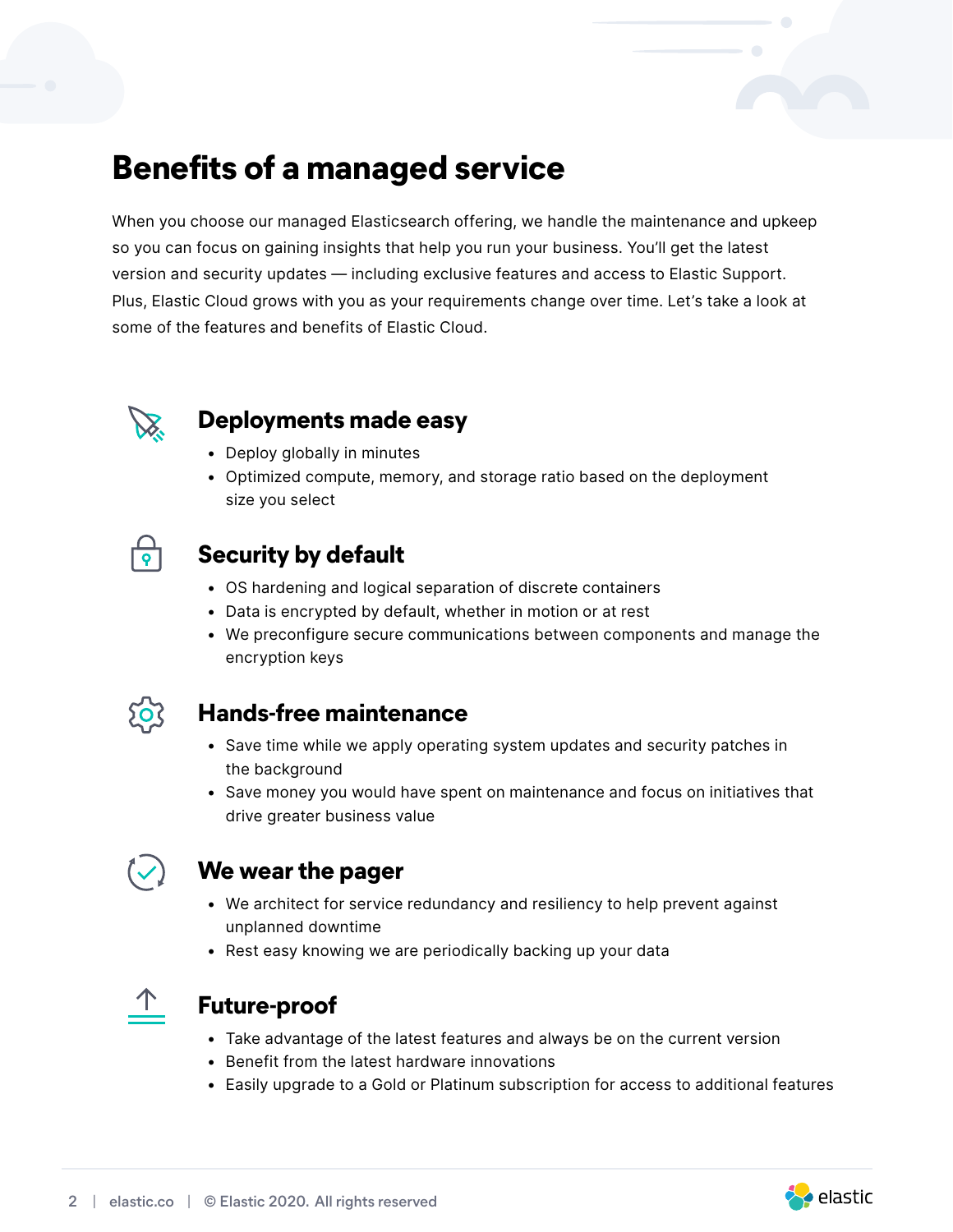# Benefits of a managed service

When you choose our managed Elasticsearch offering, we handle the maintenance and upkeep so you can focus on gaining insights that help you run your business. You'll get the latest version and security updates — including exclusive features and access to Elastic Support. Plus, Elastic Cloud grows with you as your requirements change over time. Let's take a look at some of the features and benefits of Elastic Cloud.

## Deployments made easy

- Deploy globally in minutes
- Optimized compute, memory, and storage ratio based on the deployment size you select

## Security by default

- OS hardening and logical separation of discrete containers
- Data is encrypted by default, whether in motion or at rest
- We preconfigure secure communications between components and manage the encryption keys

## Hands-free maintenance

- Save time while we apply operating system updates and security patches in the background
- Save money you would have spent on maintenance and focus on initiatives that drive greater business value

## We wear the pager

- We architect for service redundancy and resiliency to help prevent against unplanned downtime
- Rest easy knowing we are periodically backing up your data

## Future-proof

- Take advantage of the latest features and always be on the current version
- Benefit from the latest hardware innovations
- Easily upgrade to a Gold or Platinum subscription for access to additional features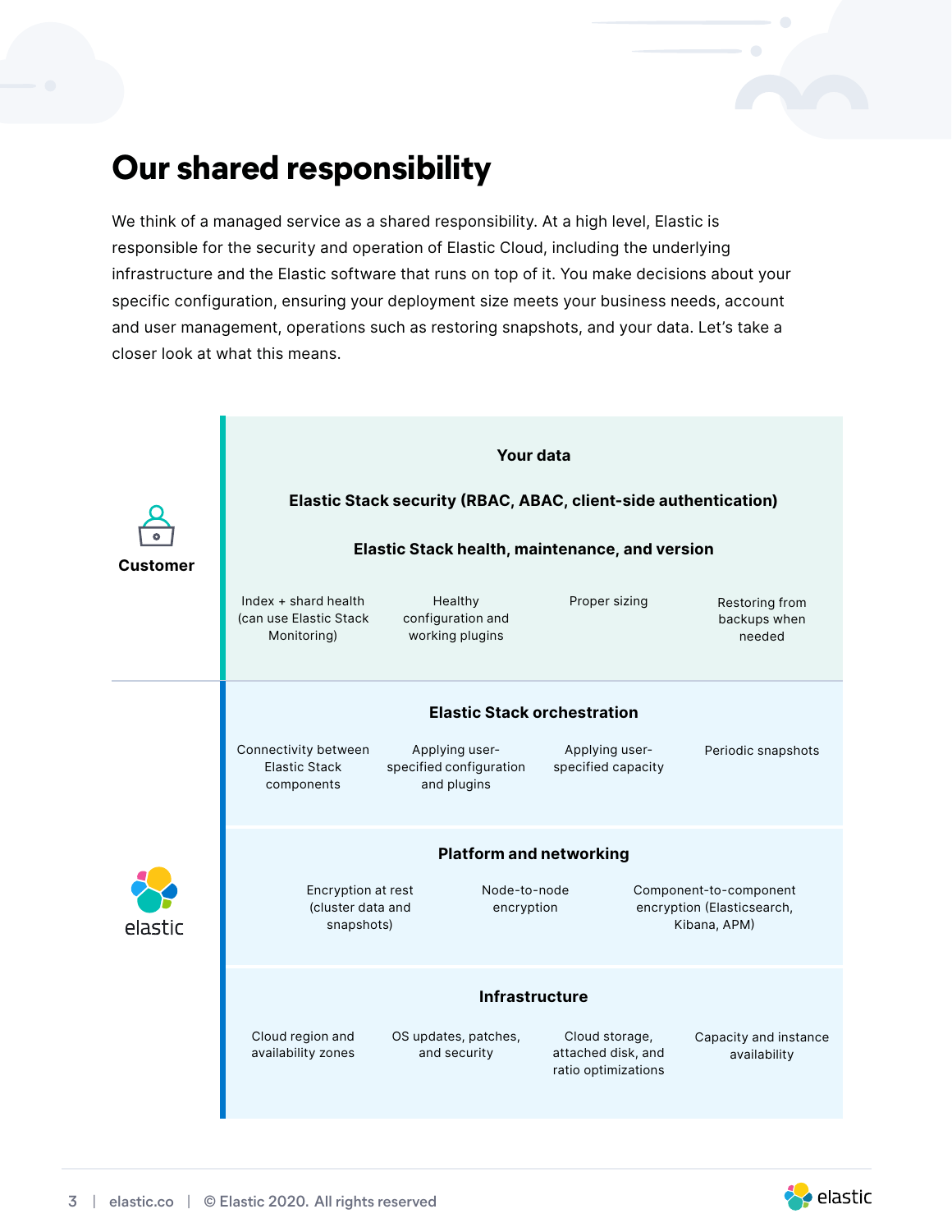# Our shared responsibility

We think of a managed service as a shared responsibility. At a high level, Elastic is responsible for the security and operation of Elastic Cloud, including the underlying infrastructure and the Elastic software that runs on top of it. You make decisions about your specific configuration, ensuring your deployment size meets your business needs, account and user management, operations such as restoring snapshots, and your data. Let's take a closer look at what this means.

**Customer**

**Your data**

**Elastic Stack security (RBAC, ABAC, client-side authentication)**

**Elastic Stack health, maintenance, and version**

- Index + shard health (can use Elastic Stack Monitoring)
- Healthy configuration and working plugins
- Proper sizing
- Restoring from backups when needed

**elastic**

**Elastic Stack orchestration**

- Connectivity between Elastic Stack components
- Applying user-specified configuration and plugins
- Applying user-specified capacity
- Periodic snapshots

**Platform and networking**

- Encryption at rest (cluster data and snapshots)
- Node-to-node encryption
- Component-to-component encryption (Elasticsearch, Kibana, APM)

**Infrastructure**

- Cloud region and availability zones
- OS updates, patches, and security
- Cloud storage, attached disk, and ratio optimizations
- Capacity and instance availability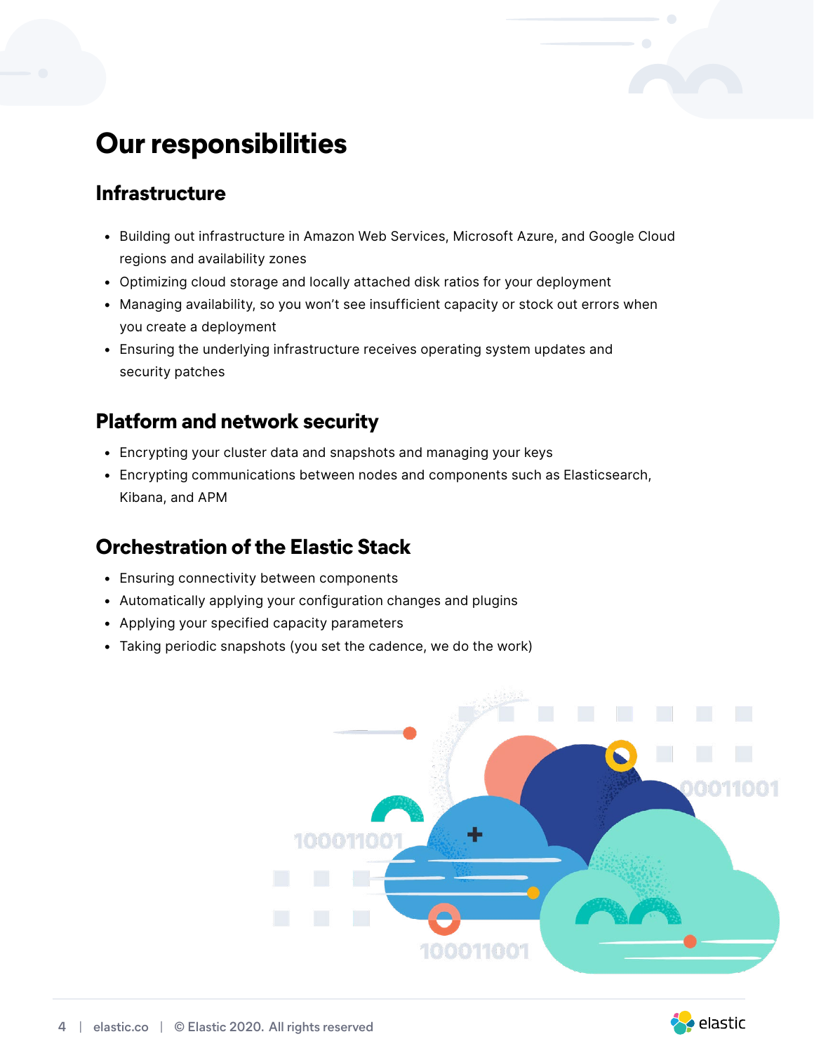# Our responsibilities

## Infrastructure

- Building out infrastructure in Amazon Web Services, Microsoft Azure, and Google Cloud regions and availability zones
- Optimizing cloud storage and locally attached disk ratios for your deployment
- Managing availability, so you won't see insufficient capacity or stock out errors when you create a deployment
- Ensuring the underlying infrastructure receives operating system updates and security patches

## Platform and network security

- Encrypting your cluster data and snapshots and managing your keys
- Encrypting communications between nodes and components such as Elasticsearch, Kibana, and APM

## Orchestration of the Elastic Stack

- Ensuring connectivity between components
- Automatically applying your configuration changes and plugins
- Applying your specified capacity parameters
- Taking periodic snapshots (you set the cadence, we do the work)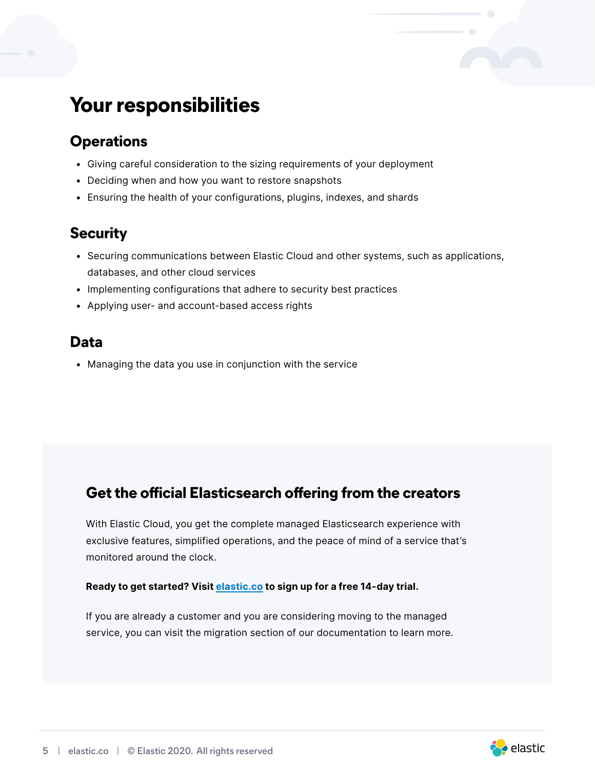# Your responsibilities

## Operations

- Giving careful consideration to the sizing requirements of your deployment
- Deciding when and how you want to restore snapshots
- Ensuring the health of your configurations, plugins, indexes, and shards

## Security

- Securing communications between Elastic Cloud and other systems, such as applications, databases, and other cloud services
- Implementing configurations that adhere to security best practices
- Applying user- and account-based access rights

## Data

- Managing the data you use in conjunction with the service

## Get the official Elasticsearch offering from the creators

With Elastic Cloud, you get the complete managed Elasticsearch experience with exclusive features, simplified operations, and the peace of mind of a service that's monitored around the clock.

**Ready to get started? Visit [elastic.co](https://elastic.co) to sign up for a free 14-day trial.**

If you are already a customer and you are considering moving to the managed service, you can visit the migration section of our documentation to learn more.